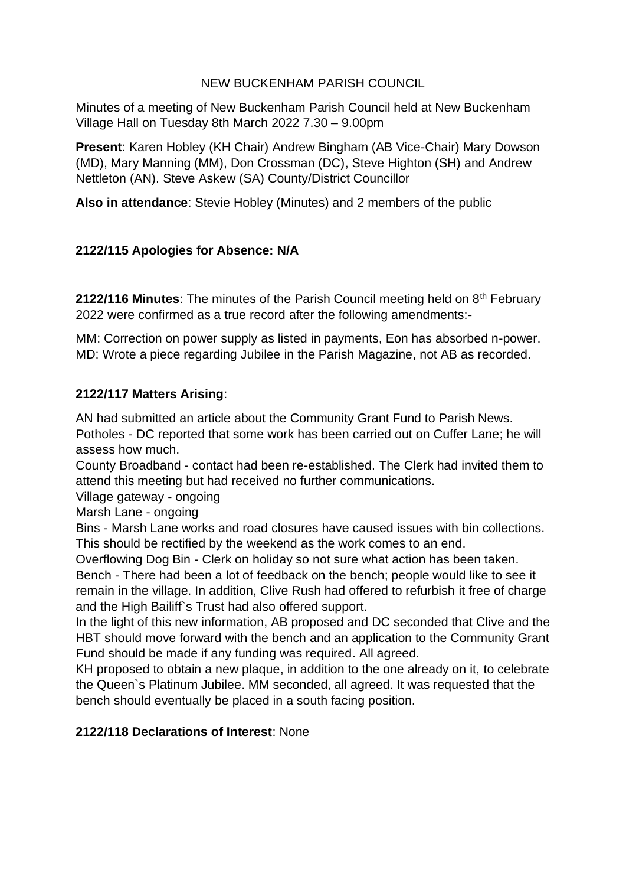NEW BUCKENHAM PARISH COUNCIL

Minutes of a meeting of New Buckenham Parish Council held at New Buckenham Village Hall on Tuesday 8th March 2022 7.30 – 9.00pm

**Present**: Karen Hobley (KH Chair) Andrew Bingham (AB Vice-Chair) Mary Dowson (MD), Mary Manning (MM), Don Crossman (DC), Steve Highton (SH) and Andrew Nettleton (AN). Steve Askew (SA) County/District Councillor

**Also in attendance**: Stevie Hobley (Minutes) and 2 members of the public

**2122/115 Apologies for Absence: N/A**

**2122/116 Minutes**: The minutes of the Parish Council meeting held on 8th February 2022 were confirmed as a true record after the following amendments:-

MM: Correction on power supply as listed in payments, Eon has absorbed n-power.
MD: Wrote a piece regarding Jubilee in the Parish Magazine, not AB as recorded.

**2122/117 Matters Arising**:

AN had submitted an article about the Community Grant Fund to Parish News.
Potholes - DC reported that some work has been carried out on Cuffer Lane; he will assess how much.
County Broadband - contact had been re-established. The Clerk had invited them to attend this meeting but had received no further communications.
Village gateway - ongoing
Marsh Lane - ongoing
Bins - Marsh Lane works and road closures have caused issues with bin collections. This should be rectified by the weekend as the work comes to an end.
Overflowing Dog Bin - Clerk on holiday so not sure what action has been taken.
Bench - There had been a lot of feedback on the bench; people would like to see it remain in the village. In addition, Clive Rush had offered to refurbish it free of charge and the High Bailiff`s Trust had also offered support.
In the light of this new information, AB proposed and DC seconded that Clive and the HBT should move forward with the bench and an application to the Community Grant Fund should be made if any funding was required. All agreed.
KH proposed to obtain a new plaque, in addition to the one already on it, to celebrate the Queen`s Platinum Jubilee. MM seconded, all agreed. It was requested that the bench should eventually be placed in a south facing position.

**2122/118 Declarations of Interest**: None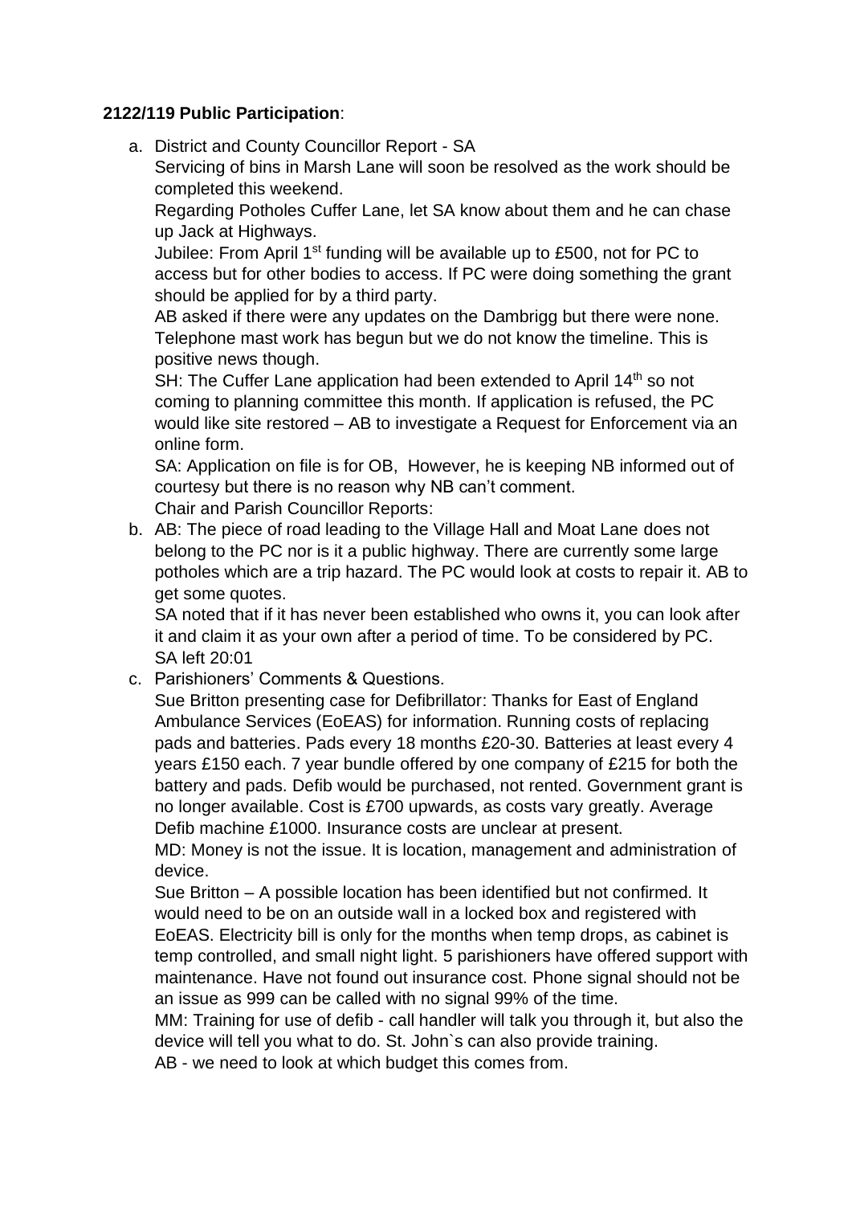**2122/119 Public Participation**:

a. District and County Councillor Report - SA
   Servicing of bins in Marsh Lane will soon be resolved as the work should be completed this weekend.
   Regarding Potholes Cuffer Lane, let SA know about them and he can chase up Jack at Highways.
   Jubilee: From April 1st funding will be available up to £500, not for PC to access but for other bodies to access. If PC were doing something the grant should be applied for by a third party.
   AB asked if there were any updates on the Dambrigg but there were none.
   Telephone mast work has begun but we do not know the timeline. This is positive news though.
   SH: The Cuffer Lane application had been extended to April 14th so not coming to planning committee this month. If application is refused, the PC would like site restored – AB to investigate a Request for Enforcement via an online form.
   SA: Application on file is for OB, However, he is keeping NB informed out of courtesy but there is no reason why NB can't comment.
   Chair and Parish Councillor Reports:

b. AB: The piece of road leading to the Village Hall and Moat Lane does not belong to the PC nor is it a public highway. There are currently some large potholes which are a trip hazard. The PC would look at costs to repair it. AB to get some quotes.
   SA noted that if it has never been established who owns it, you can look after it and claim it as your own after a period of time. To be considered by PC.
   SA left 20:01

c. Parishioners' Comments & Questions.
   Sue Britton presenting case for Defibrillator: Thanks for East of England Ambulance Services (EoEAS) for information. Running costs of replacing pads and batteries. Pads every 18 months £20-30. Batteries at least every 4 years £150 each. 7 year bundle offered by one company of £215 for both the battery and pads. Defib would be purchased, not rented. Government grant is no longer available. Cost is £700 upwards, as costs vary greatly. Average Defib machine £1000. Insurance costs are unclear at present.
   MD: Money is not the issue. It is location, management and administration of device.
   Sue Britton – A possible location has been identified but not confirmed. It would need to be on an outside wall in a locked box and registered with EoEAS. Electricity bill is only for the months when temp drops, as cabinet is temp controlled, and small night light. 5 parishioners have offered support with maintenance. Have not found out insurance cost. Phone signal should not be an issue as 999 can be called with no signal 99% of the time.
   MM: Training for use of defib - call handler will talk you through it, but also the device will tell you what to do. St. John`s can also provide training.
   AB - we need to look at which budget this comes from.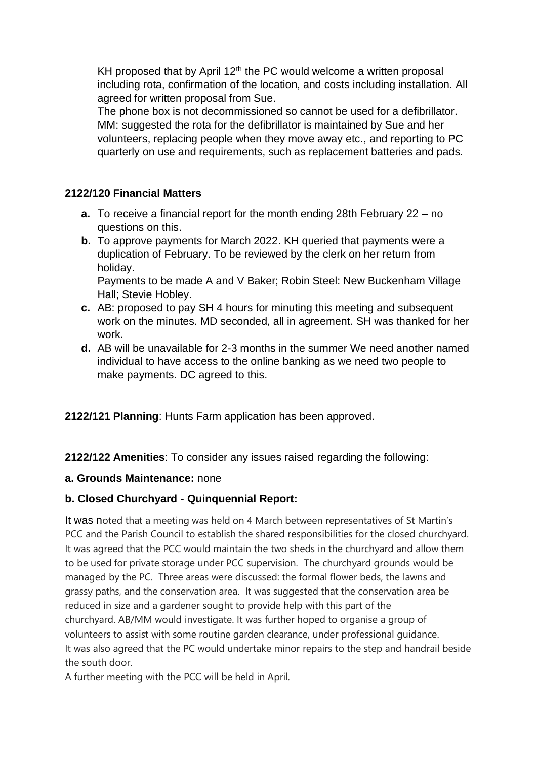KH proposed that by April 12th the PC would welcome a written proposal including rota, confirmation of the location, and costs including installation. All agreed for written proposal from Sue.
The phone box is not decommissioned so cannot be used for a defibrillator.
MM: suggested the rota for the defibrillator is maintained by Sue and her volunteers, replacing people when they move away etc., and reporting to PC quarterly on use and requirements, such as replacement batteries and pads.

**2122/120 Financial Matters**

- **a.** To receive a financial report for the month ending 28th February 22 – no questions on this.
- **b.** To approve payments for March 2022. KH queried that payments were a duplication of February. To be reviewed by the clerk on her return from holiday.
  Payments to be made A and V Baker; Robin Steel: New Buckenham Village Hall; Stevie Hobley.
- **c.** AB: proposed to pay SH 4 hours for minuting this meeting and subsequent work on the minutes. MD seconded, all in agreement. SH was thanked for her work.
- **d.** AB will be unavailable for 2-3 months in the summer We need another named individual to have access to the online banking as we need two people to make payments. DC agreed to this.

**2122/121 Planning**: Hunts Farm application has been approved.

**2122/122 Amenities**: To consider any issues raised regarding the following:

**a. Grounds Maintenance:** none

**b. Closed Churchyard - Quinquennial Report:**

It was noted that a meeting was held on 4 March between representatives of St Martin's PCC and the Parish Council to establish the shared responsibilities for the closed churchyard. It was agreed that the PCC would maintain the two sheds in the churchyard and allow them to be used for private storage under PCC supervision. The churchyard grounds would be managed by the PC. Three areas were discussed: the formal flower beds, the lawns and grassy paths, and the conservation area. It was suggested that the conservation area be reduced in size and a gardener sought to provide help with this part of the churchyard. AB/MM would investigate. It was further hoped to organise a group of volunteers to assist with some routine garden clearance, under professional guidance.
It was also agreed that the PC would undertake minor repairs to the step and handrail beside the south door.
A further meeting with the PCC will be held in April.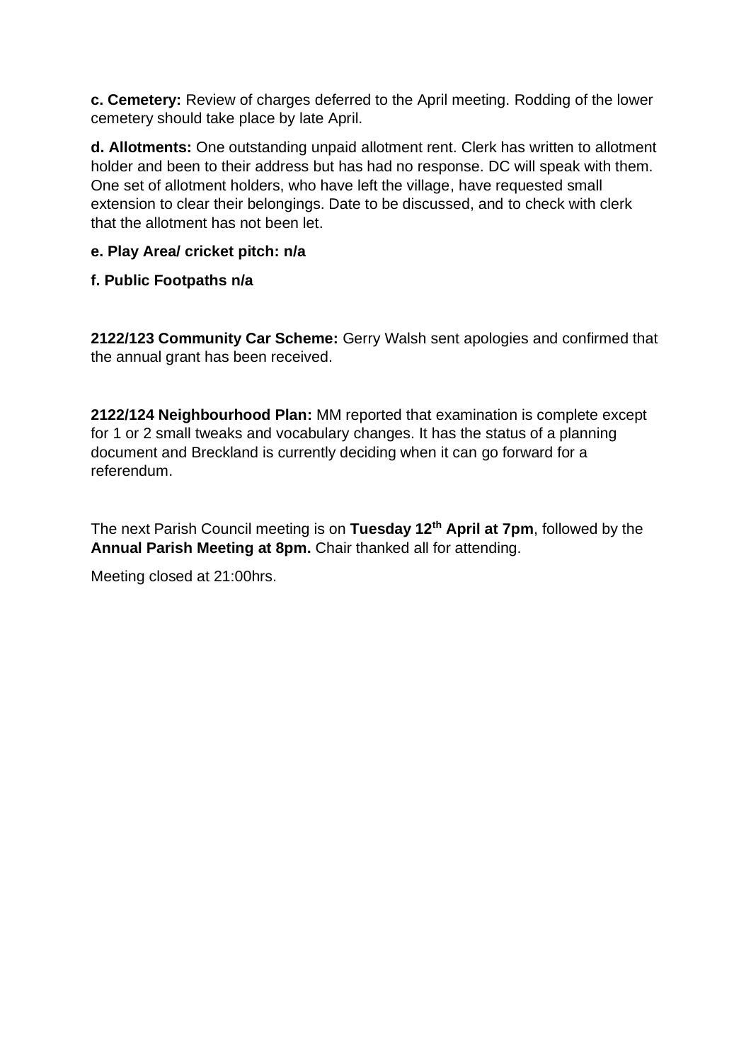**c. Cemetery:** Review of charges deferred to the April meeting. Rodding of the lower cemetery should take place by late April.

**d. Allotments:** One outstanding unpaid allotment rent. Clerk has written to allotment holder and been to their address but has had no response. DC will speak with them. One set of allotment holders, who have left the village, have requested small extension to clear their belongings. Date to be discussed, and to check with clerk that the allotment has not been let.

**e. Play Area/ cricket pitch: n/a**

**f. Public Footpaths n/a**

**2122/123 Community Car Scheme:** Gerry Walsh sent apologies and confirmed that the annual grant has been received.

**2122/124 Neighbourhood Plan:** MM reported that examination is complete except for 1 or 2 small tweaks and vocabulary changes. It has the status of a planning document and Breckland is currently deciding when it can go forward for a referendum.

The next Parish Council meeting is on **Tuesday 12th April at 7pm**, followed by the **Annual Parish Meeting at 8pm.** Chair thanked all for attending.

Meeting closed at 21:00hrs.